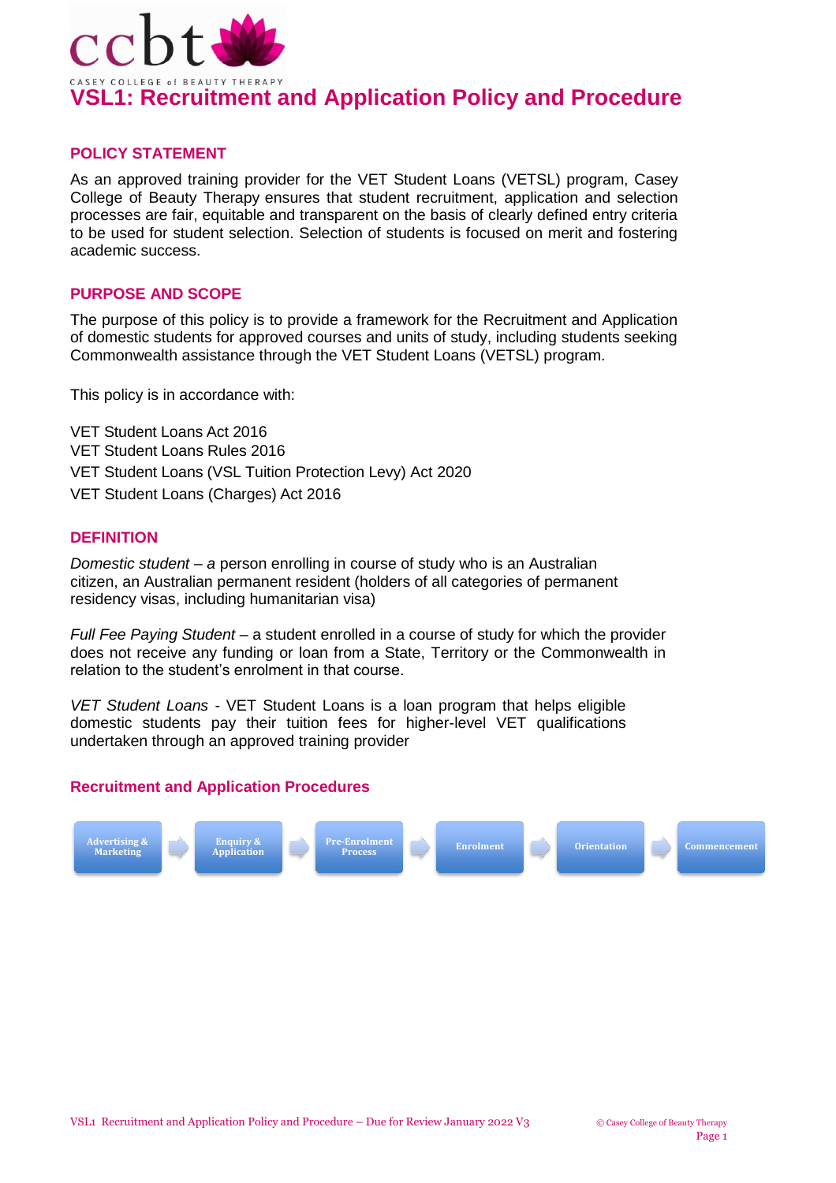# VSL1: Recruitment and Application Policy and Procedure

## POLICY STATEMENT

As an approved training provider for the VET Student Loans (VETSL) program, Casey College of Beauty Therapy ensures that student recruitment, application and selection processes are fair, equitable and transparent on the basis of clearly defined entry criteria to be used for student selection. Selection of students is focused on merit and fostering academic success.

## PURPOSE AND SCOPE

The purpose of this policy is to provide a framework for the Recruitment and Application of domestic students for approved courses and units of study, including students seeking Commonwealth assistance through the VET Student Loans (VETSL) program.

This policy is in accordance with:

VET Student Loans Act 2016
VET Student Loans Rules 2016
VET Student Loans (VSL Tuition Protection Levy) Act 2020
VET Student Loans (Charges) Act 2016

## DEFINITION

*Domestic student – a* person enrolling in course of study who is an Australian citizen, an Australian permanent resident (holders of all categories of permanent residency visas, including humanitarian visa)

*Full Fee Paying Student* – a student enrolled in a course of study for which the provider does not receive any funding or loan from a State, Territory or the Commonwealth in relation to the student's enrolment in that course.

*VET Student Loans* - VET Student Loans is a loan program that helps eligible domestic students pay their tuition fees for higher-level VET qualifications undertaken through an approved training provider

## Recruitment and Application Procedures

Advertising & Marketing → Enquiry & Application → Pre-Enrolment Process → Enrolment → Orientation → Commencement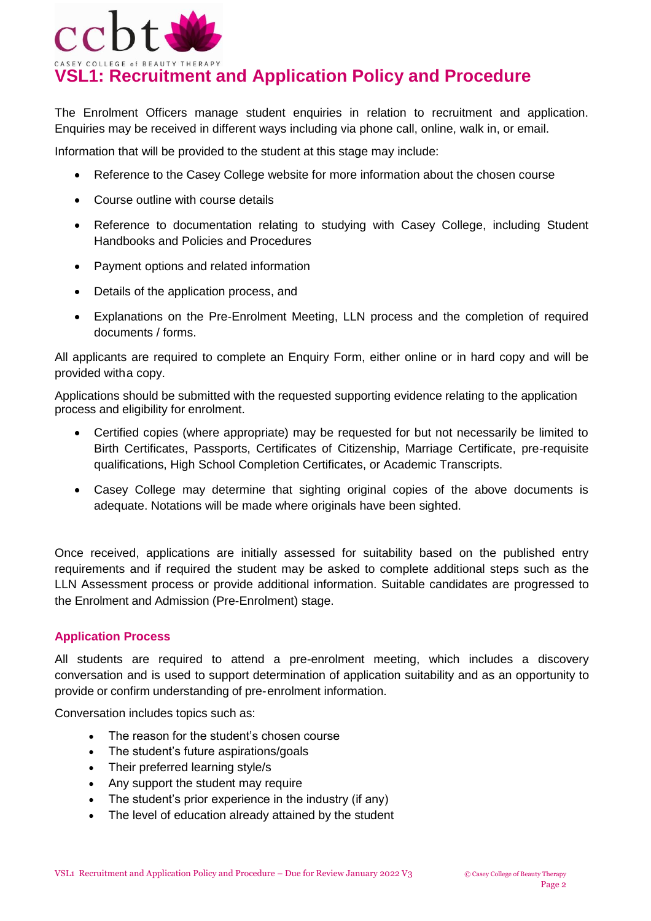# VSL1: Recruitment and Application Policy and Procedure

The Enrolment Officers manage student enquiries in relation to recruitment and application. Enquiries may be received in different ways including via phone call, online, walk in, or email.

Information that will be provided to the student at this stage may include:

- Reference to the Casey College website for more information about the chosen course
- Course outline with course details
- Reference to documentation relating to studying with Casey College, including Student Handbooks and Policies and Procedures
- Payment options and related information
- Details of the application process, and
- Explanations on the Pre-Enrolment Meeting, LLN process and the completion of required documents / forms.

All applicants are required to complete an Enquiry Form, either online or in hard copy and will be provided witha copy.

Applications should be submitted with the requested supporting evidence relating to the application process and eligibility for enrolment.

- Certified copies (where appropriate) may be requested for but not necessarily be limited to Birth Certificates, Passports, Certificates of Citizenship, Marriage Certificate, pre-requisite qualifications, High School Completion Certificates, or Academic Transcripts.
- Casey College may determine that sighting original copies of the above documents is adequate. Notations will be made where originals have been sighted.

Once received, applications are initially assessed for suitability based on the published entry requirements and if required the student may be asked to complete additional steps such as the LLN Assessment process or provide additional information. Suitable candidates are progressed to the Enrolment and Admission (Pre-Enrolment) stage.

### Application Process

All students are required to attend a pre-enrolment meeting, which includes a discovery conversation and is used to support determination of application suitability and as an opportunity to provide or confirm understanding of pre-enrolment information.

Conversation includes topics such as:

- The reason for the student's chosen course
- The student's future aspirations/goals
- Their preferred learning style/s
- Any support the student may require
- The student's prior experience in the industry (if any)
- The level of education already attained by the student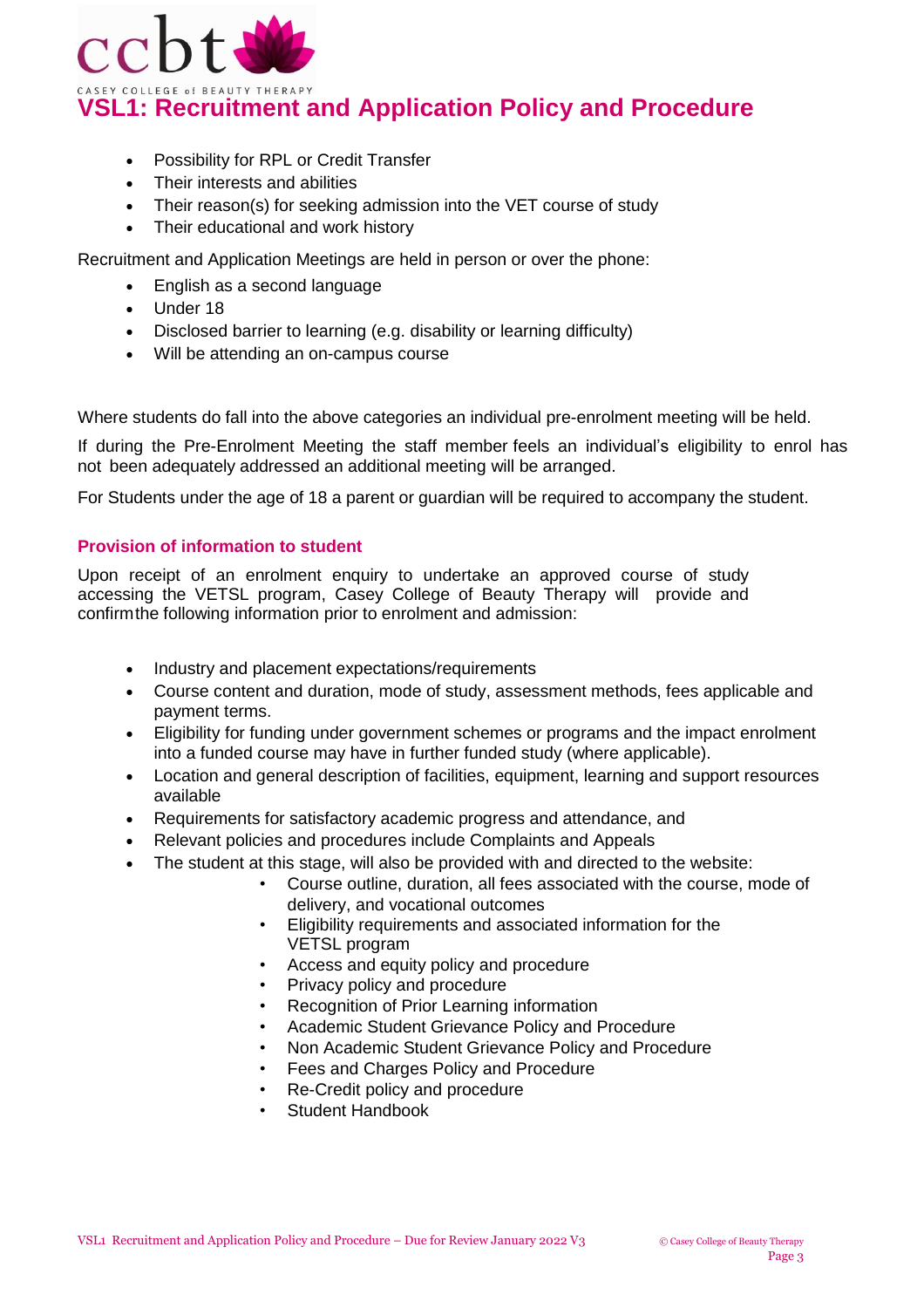- Possibility for RPL or Credit Transfer
- Their interests and abilities
- Their reason(s) for seeking admission into the VET course of study
- Their educational and work history

Recruitment and Application Meetings are held in person or over the phone:

- English as a second language
- Under 18
- Disclosed barrier to learning (e.g. disability or learning difficulty)
- Will be attending an on-campus course

Where students do fall into the above categories an individual pre-enrolment meeting will be held.

If during the Pre-Enrolment Meeting the staff member feels an individual's eligibility to enrol has not been adequately addressed an additional meeting will be arranged.

For Students under the age of 18 a parent or guardian will be required to accompany the student.

### Provision of information to student

Upon receipt of an enrolment enquiry to undertake an approved course of study accessing the VETSL program, Casey College of Beauty Therapy will provide and confirm the following information prior to enrolment and admission:

- Industry and placement expectations/requirements
- Course content and duration, mode of study, assessment methods, fees applicable and payment terms.
- Eligibility for funding under government schemes or programs and the impact enrolment into a funded course may have in further funded study (where applicable).
- Location and general description of facilities, equipment, learning and support resources available
- Requirements for satisfactory academic progress and attendance, and
- Relevant policies and procedures include Complaints and Appeals
- The student at this stage, will also be provided with and directed to the website:
    - Course outline, duration, all fees associated with the course, mode of delivery, and vocational outcomes
    - Eligibility requirements and associated information for the VETSL program
    - Access and equity policy and procedure
    - Privacy policy and procedure
    - Recognition of Prior Learning information
    - Academic Student Grievance Policy and Procedure
    - Non Academic Student Grievance Policy and Procedure
    - Fees and Charges Policy and Procedure
    - Re-Credit policy and procedure
    - Student Handbook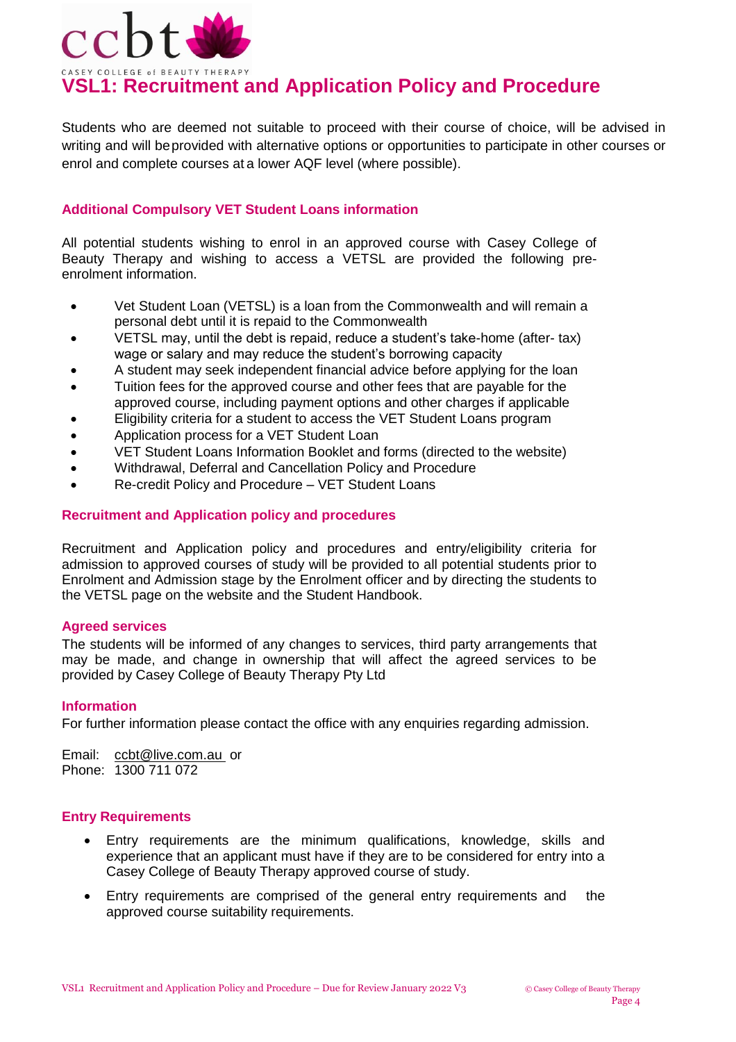# VSL1: Recruitment and Application Policy and Procedure

Students who are deemed not suitable to proceed with their course of choice, will be advised in writing and will be provided with alternative options or opportunities to participate in other courses or enrol and complete courses at a lower AQF level (where possible).

### Additional Compulsory VET Student Loans information

All potential students wishing to enrol in an approved course with Casey College of Beauty Therapy and wishing to access a VETSL are provided the following pre-enrolment information.

- Vet Student Loan (VETSL) is a loan from the Commonwealth and will remain a personal debt until it is repaid to the Commonwealth
- VETSL may, until the debt is repaid, reduce a student's take-home (after- tax) wage or salary and may reduce the student's borrowing capacity
- A student may seek independent financial advice before applying for the loan
- Tuition fees for the approved course and other fees that are payable for the approved course, including payment options and other charges if applicable
- Eligibility criteria for a student to access the VET Student Loans program
- Application process for a VET Student Loan
- VET Student Loans Information Booklet and forms (directed to the website)
- Withdrawal, Deferral and Cancellation Policy and Procedure
- Re-credit Policy and Procedure – VET Student Loans

### Recruitment and Application policy and procedures

Recruitment and Application policy and procedures and entry/eligibility criteria for admission to approved courses of study will be provided to all potential students prior to Enrolment and Admission stage by the Enrolment officer and by directing the students to the VETSL page on the website and the Student Handbook.

### Agreed services

The students will be informed of any changes to services, third party arrangements that may be made, and change in ownership that will affect the agreed services to be provided by Casey College of Beauty Therapy Pty Ltd

### Information

For further information please contact the office with any enquiries regarding admission.

Email: ccbt@live.com.au or
Phone: 1300 711 072

### Entry Requirements

- Entry requirements are the minimum qualifications, knowledge, skills and experience that an applicant must have if they are to be considered for entry into a Casey College of Beauty Therapy approved course of study.
- Entry requirements are comprised of the general entry requirements and the approved course suitability requirements.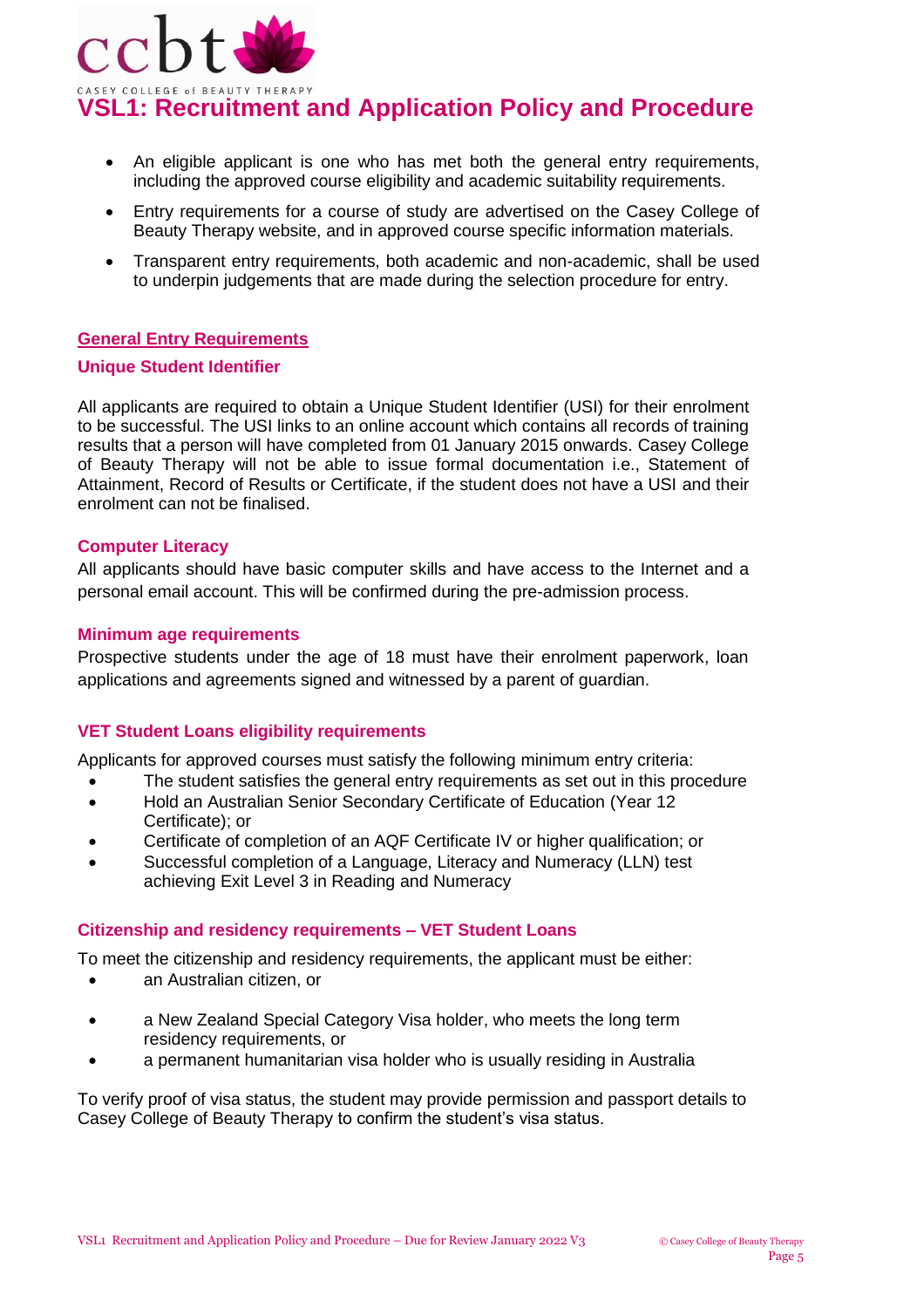- An eligible applicant is one who has met both the general entry requirements, including the approved course eligibility and academic suitability requirements.
- Entry requirements for a course of study are advertised on the Casey College of Beauty Therapy website, and in approved course specific information materials.
- Transparent entry requirements, both academic and non-academic, shall be used to underpin judgements that are made during the selection procedure for entry.

## General Entry Requirements

### Unique Student Identifier

All applicants are required to obtain a Unique Student Identifier (USI) for their enrolment to be successful. The USI links to an online account which contains all records of training results that a person will have completed from 01 January 2015 onwards. Casey College of Beauty Therapy will not be able to issue formal documentation i.e., Statement of Attainment, Record of Results or Certificate, if the student does not have a USI and their enrolment can not be finalised.

### Computer Literacy

All applicants should have basic computer skills and have access to the Internet and a personal email account. This will be confirmed during the pre-admission process.

### Minimum age requirements

Prospective students under the age of 18 must have their enrolment paperwork, loan applications and agreements signed and witnessed by a parent of guardian.

### VET Student Loans eligibility requirements

Applicants for approved courses must satisfy the following minimum entry criteria:

- The student satisfies the general entry requirements as set out in this procedure
- Hold an Australian Senior Secondary Certificate of Education (Year 12 Certificate); or
- Certificate of completion of an AQF Certificate IV or higher qualification; or
- Successful completion of a Language, Literacy and Numeracy (LLN) test achieving Exit Level 3 in Reading and Numeracy

### Citizenship and residency requirements – VET Student Loans

To meet the citizenship and residency requirements, the applicant must be either:

- an Australian citizen, or
- a New Zealand Special Category Visa holder, who meets the long term residency requirements, or
- a permanent humanitarian visa holder who is usually residing in Australia

To verify proof of visa status, the student may provide permission and passport details to Casey College of Beauty Therapy to confirm the student's visa status.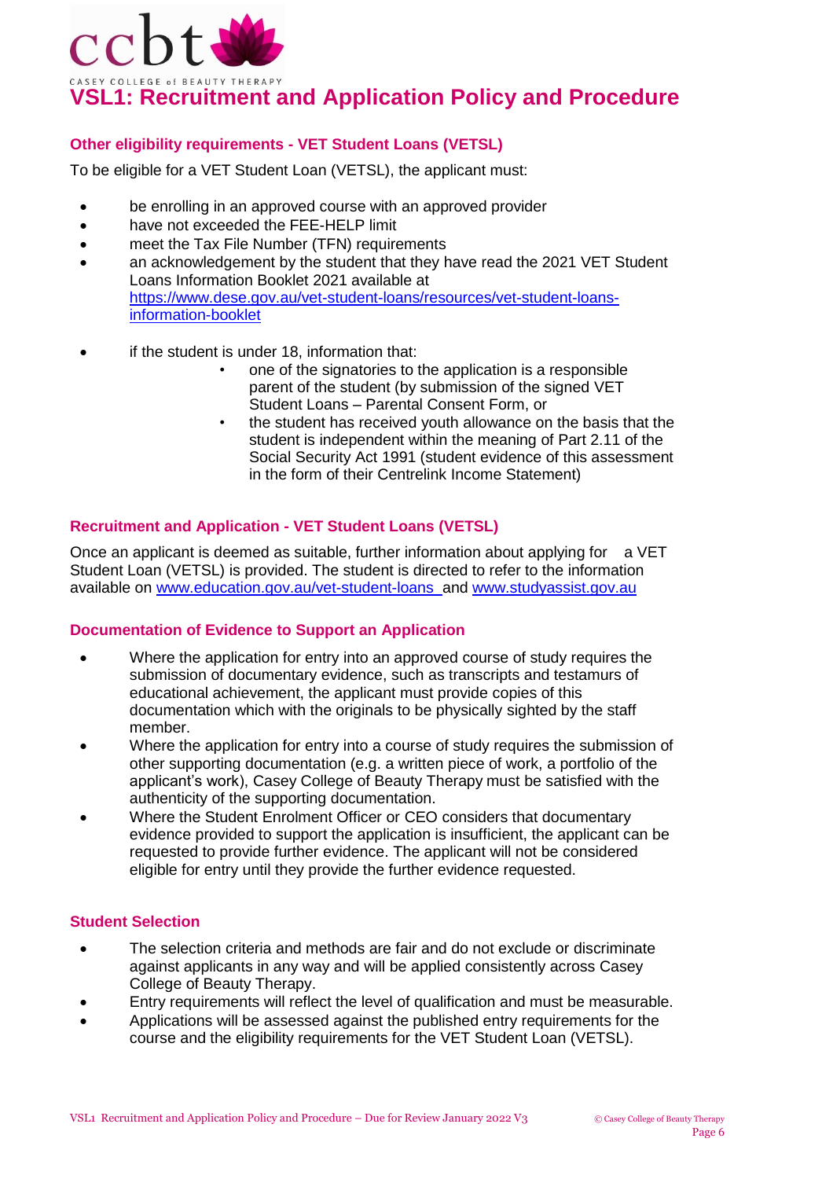# VSL1: Recruitment and Application Policy and Procedure

### Other eligibility requirements - VET Student Loans (VETSL)

To be eligible for a VET Student Loan (VETSL), the applicant must:

- be enrolling in an approved course with an approved provider
- have not exceeded the FEE-HELP limit
- meet the Tax File Number (TFN) requirements
- an acknowledgement by the student that they have read the 2021 VET Student Loans Information Booklet 2021 available at https://www.dese.gov.au/vet-student-loans/resources/vet-student-loans-information-booklet
- if the student is under 18, information that:
  - one of the signatories to the application is a responsible parent of the student (by submission of the signed VET Student Loans – Parental Consent Form, or
  - the student has received youth allowance on the basis that the student is independent within the meaning of Part 2.11 of the Social Security Act 1991 (student evidence of this assessment in the form of their Centrelink Income Statement)

### Recruitment and Application - VET Student Loans (VETSL)

Once an applicant is deemed as suitable, further information about applying for a VET Student Loan (VETSL) is provided. The student is directed to refer to the information available on www.education.gov.au/vet-student-loans and www.studyassist.gov.au

### Documentation of Evidence to Support an Application

- Where the application for entry into an approved course of study requires the submission of documentary evidence, such as transcripts and testamurs of educational achievement, the applicant must provide copies of this documentation which with the originals to be physically sighted by the staff member.
- Where the application for entry into a course of study requires the submission of other supporting documentation (e.g. a written piece of work, a portfolio of the applicant's work), Casey College of Beauty Therapy must be satisfied with the authenticity of the supporting documentation.
- Where the Student Enrolment Officer or CEO considers that documentary evidence provided to support the application is insufficient, the applicant can be requested to provide further evidence. The applicant will not be considered eligible for entry until they provide the further evidence requested.

### Student Selection

- The selection criteria and methods are fair and do not exclude or discriminate against applicants in any way and will be applied consistently across Casey College of Beauty Therapy.
- Entry requirements will reflect the level of qualification and must be measurable.
- Applications will be assessed against the published entry requirements for the course and the eligibility requirements for the VET Student Loan (VETSL).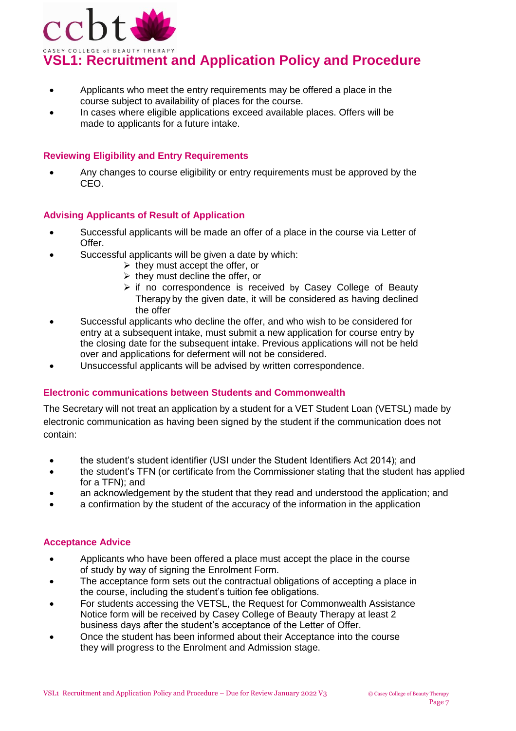# VSL1: Recruitment and Application Policy and Procedure

- Applicants who meet the entry requirements may be offered a place in the course subject to availability of places for the course.
- In cases where eligible applications exceed available places. Offers will be made to applicants for a future intake.

### Reviewing Eligibility and Entry Requirements

- Any changes to course eligibility or entry requirements must be approved by the CEO.

### Advising Applicants of Result of Application

- Successful applicants will be made an offer of a place in the course via Letter of Offer.
- Successful applicants will be given a date by which:
  - they must accept the offer, or
  - they must decline the offer, or
  - if no correspondence is received by Casey College of Beauty Therapy by the given date, it will be considered as having declined the offer
- Successful applicants who decline the offer, and who wish to be considered for entry at a subsequent intake, must submit a new application for course entry by the closing date for the subsequent intake. Previous applications will not be held over and applications for deferment will not be considered.
- Unsuccessful applicants will be advised by written correspondence.

### Electronic communications between Students and Commonwealth

The Secretary will not treat an application by a student for a VET Student Loan (VETSL) made by electronic communication as having been signed by the student if the communication does not contain:

- the student's student identifier (USI under the Student Identifiers Act 2014); and
- the student's TFN (or certificate from the Commissioner stating that the student has applied for a TFN); and
- an acknowledgement by the student that they read and understood the application; and
- a confirmation by the student of the accuracy of the information in the application

### Acceptance Advice

- Applicants who have been offered a place must accept the place in the course of study by way of signing the Enrolment Form.
- The acceptance form sets out the contractual obligations of accepting a place in the course, including the student's tuition fee obligations.
- For students accessing the VETSL, the Request for Commonwealth Assistance Notice form will be received by Casey College of Beauty Therapy at least 2 business days after the student's acceptance of the Letter of Offer.
- Once the student has been informed about their Acceptance into the course they will progress to the Enrolment and Admission stage.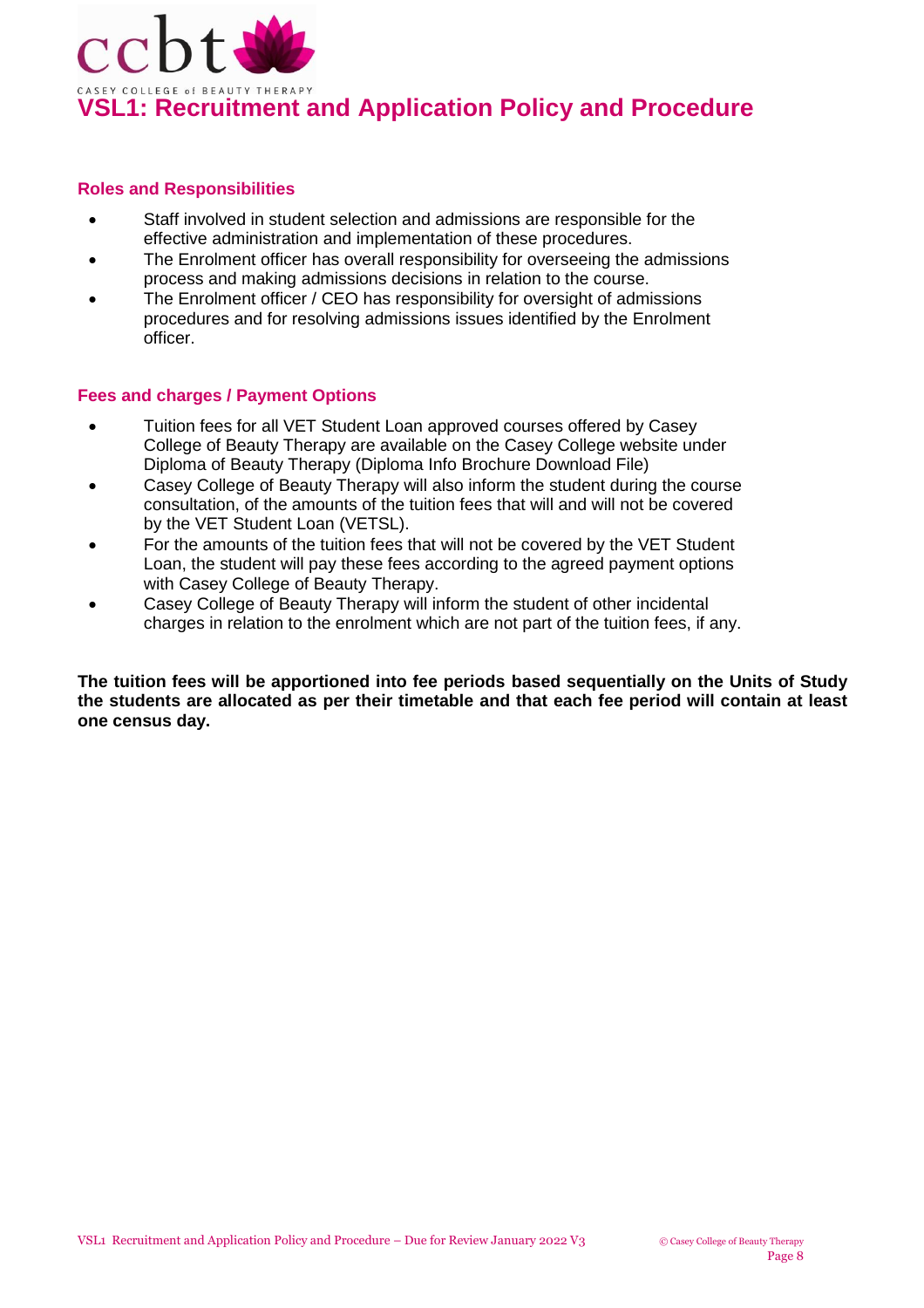# VSL1: Recruitment and Application Policy and Procedure

### Roles and Responsibilities

- Staff involved in student selection and admissions are responsible for the effective administration and implementation of these procedures.
- The Enrolment officer has overall responsibility for overseeing the admissions process and making admissions decisions in relation to the course.
- The Enrolment officer / CEO has responsibility for oversight of admissions procedures and for resolving admissions issues identified by the Enrolment officer.

### Fees and charges / Payment Options

- Tuition fees for all VET Student Loan approved courses offered by Casey College of Beauty Therapy are available on the Casey College website under Diploma of Beauty Therapy (Diploma Info Brochure Download File)
- Casey College of Beauty Therapy will also inform the student during the course consultation, of the amounts of the tuition fees that will and will not be covered by the VET Student Loan (VETSL).
- For the amounts of the tuition fees that will not be covered by the VET Student Loan, the student will pay these fees according to the agreed payment options with Casey College of Beauty Therapy.
- Casey College of Beauty Therapy will inform the student of other incidental charges in relation to the enrolment which are not part of the tuition fees, if any.

**The tuition fees will be apportioned into fee periods based sequentially on the Units of Study the students are allocated as per their timetable and that each fee period will contain at least one census day.**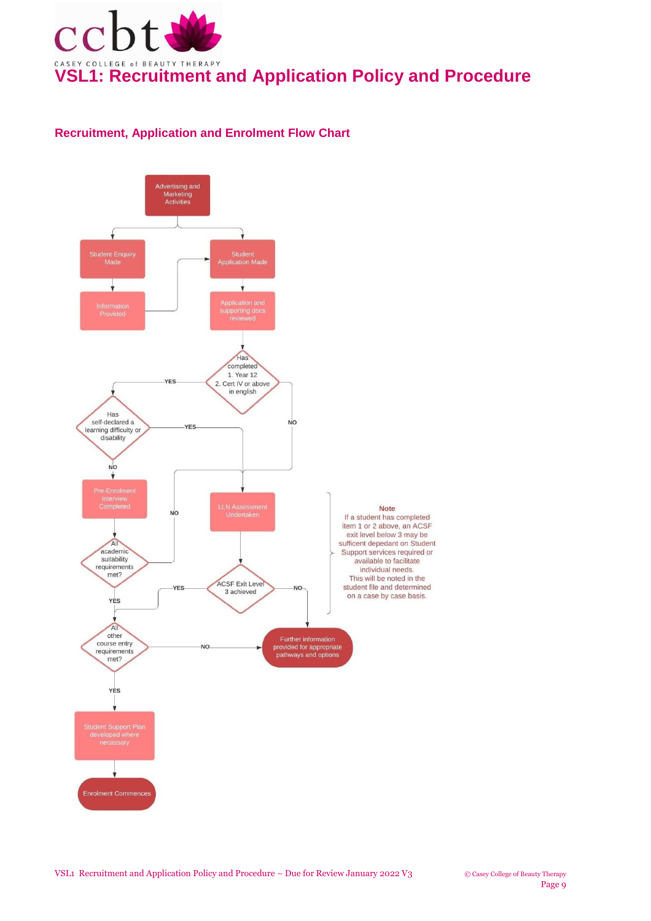# VSL1: Recruitment and Application Policy and Procedure

## Recruitment, Application and Enrolment Flow Chart

Advertising and Marketing Activities

Student Enquiry Made

Student Application Made

Information Provided

Application and supporting docs reviewed

Has completed 1. Year 12 2. Cert IV or above in english

YES

NO

Has self-declared a learning difficulty or disability

YES

NO

Pre-Enrolment Interview Completed

LLN Assessment Undertaken

NO

All academic suitability requirements met?

YES

ACSF Exit Level 3 achieved

YES

NO

All other course entry requirements met?

NO

Further information provided for appropriate pathways and options

YES

Student Support Plan developed where necassary

Enrolment Commences

**Note**

If a student has completed item 1 or 2 above, an ACSF exit level below 3 may be sufficient depedant on Student Support services required or available to facilitate individual needs. This will be noted in the student file and determined on a case by case basis.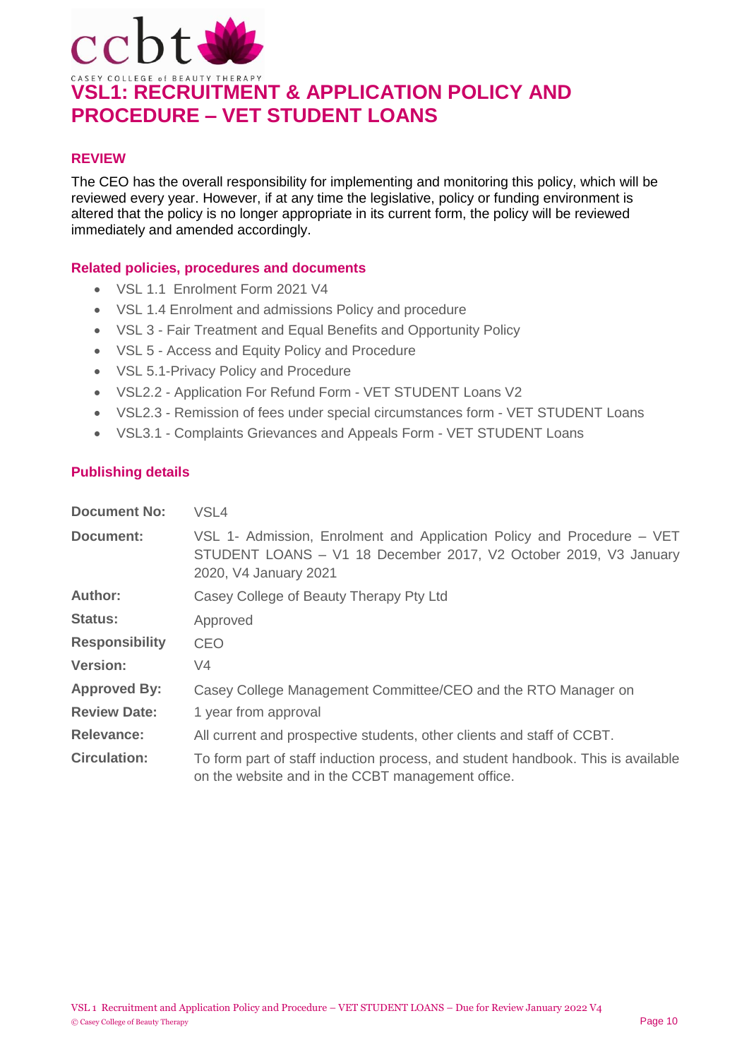# VSL1: RECRUITMENT & APPLICATION POLICY AND PROCEDURE – VET STUDENT LOANS

## REVIEW

The CEO has the overall responsibility for implementing and monitoring this policy, which will be reviewed every year. However, if at any time the legislative, policy or funding environment is altered that the policy is no longer appropriate in its current form, the policy will be reviewed immediately and amended accordingly.

### Related policies, procedures and documents

- VSL 1.1 Enrolment Form 2021 V4
- VSL 1.4 Enrolment and admissions Policy and procedure
- VSL 3 - Fair Treatment and Equal Benefits and Opportunity Policy
- VSL 5 - Access and Equity Policy and Procedure
- VSL 5.1-Privacy Policy and Procedure
- VSL2.2 - Application For Refund Form - VET STUDENT Loans V2
- VSL2.3 - Remission of fees under special circumstances form - VET STUDENT Loans
- VSL3.1 - Complaints Grievances and Appeals Form - VET STUDENT Loans

### Publishing details

| | |
|---|---|
| **Document No:** | VSL4 |
| **Document:** | VSL 1- Admission, Enrolment and Application Policy and Procedure – VET STUDENT LOANS – V1 18 December 2017, V2 October 2019, V3 January 2020, V4 January 2021 |
| **Author:** | Casey College of Beauty Therapy Pty Ltd |
| **Status:** | Approved |
| **Responsibility** | CEO |
| **Version:** | V4 |
| **Approved By:** | Casey College Management Committee/CEO and the RTO Manager on |
| **Review Date:** | 1 year from approval |
| **Relevance:** | All current and prospective students, other clients and staff of CCBT. |
| **Circulation:** | To form part of staff induction process, and student handbook. This is available on the website and in the CCBT management office. |